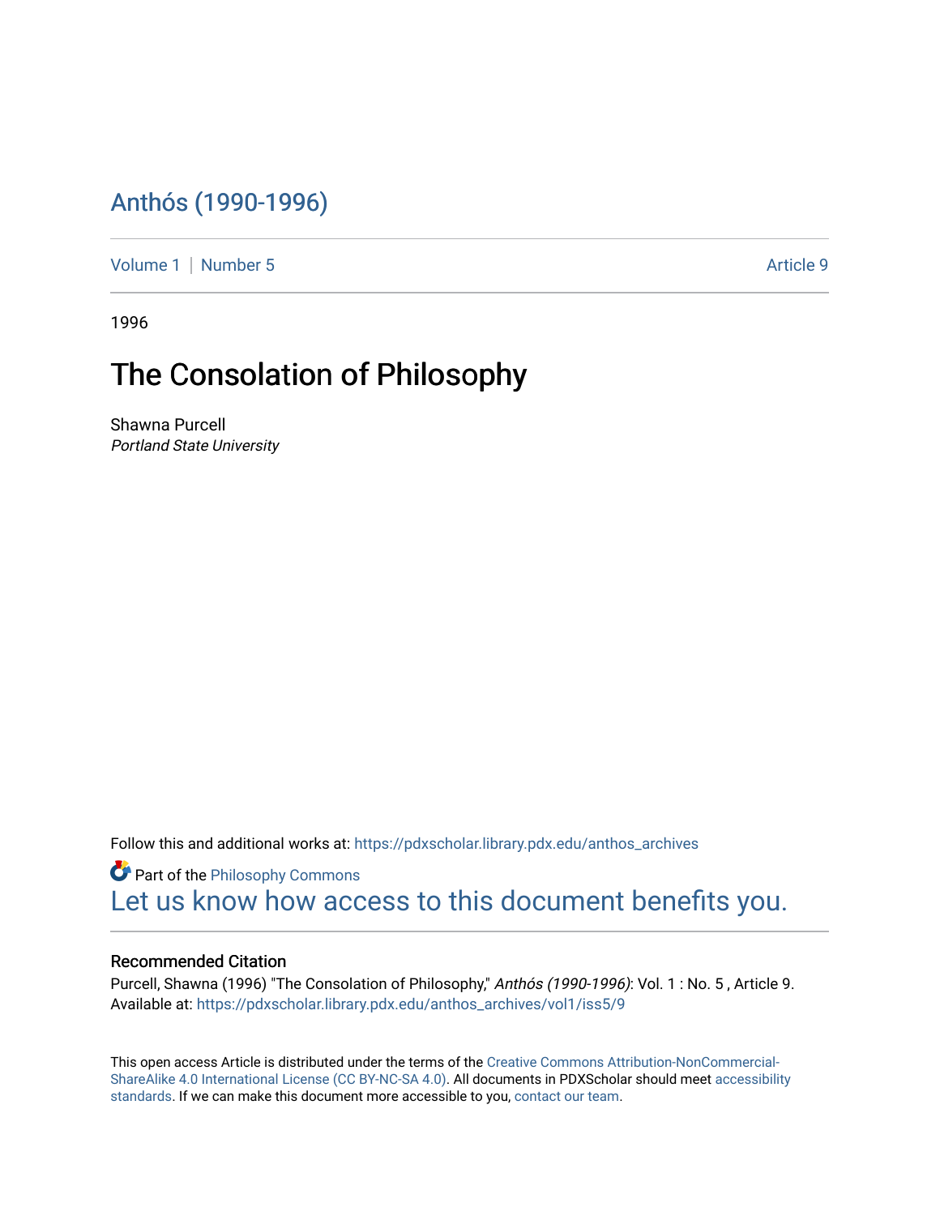# Anthós (1990-1996)

Volume 1 | Number 5 Article 9

1996

## The Consolation of Philosophy

Shawna Purcell
*Portland State University*

Follow this and additional works at: https://pdxscholar.library.pdx.edu/anthos_archives

Part of the Philosophy Commons

Let us know how access to this document benefits you.

### Recommended Citation

Purcell, Shawna (1996) "The Consolation of Philosophy," *Anthós (1990-1996)*: Vol. 1 : No. 5 , Article 9.
Available at: https://pdxscholar.library.pdx.edu/anthos_archives/vol1/iss5/9

This open access Article is distributed under the terms of the Creative Commons Attribution-NonCommercial-ShareAlike 4.0 International License (CC BY-NC-SA 4.0). All documents in PDXScholar should meet accessibility standards. If we can make this document more accessible to you, contact our team.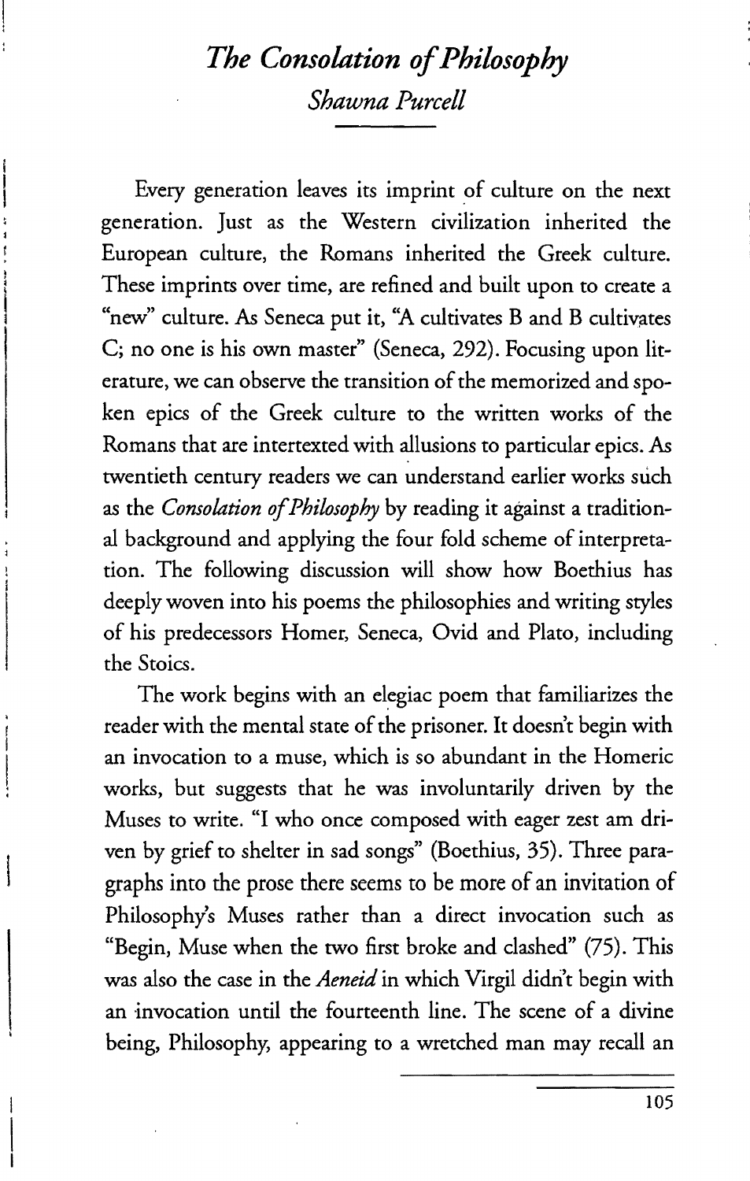# *The Consolation of Philosophy*

*Shawna Purcell*

Every generation leaves its imprint of culture on the next generation. Just as the Western civilization inherited the European culture, the Romans inherited the Greek culture. These imprints over time, are refined and built upon to create a "new" culture. As Seneca put it, "A cultivates B and B cultivates C; no one is his own master" (Seneca, 292). Focusing upon literature, we can observe the transition of the memorized and spoken epics of the Greek culture to the written works of the Romans that are intertexted with allusions to particular epics. As twentieth century readers we can understand earlier works such as the *Consolation of Philosophy* by reading it against a traditional background and applying the four fold scheme of interpretation. The following discussion will show how Boethius has deeply woven into his poems the philosophies and writing styles of his predecessors Homer, Seneca, Ovid and Plato, including the Stoics.

The work begins with an elegiac poem that familiarizes the reader with the mental state of the prisoner. It doesn't begin with an invocation to a muse, which is so abundant in the Homeric works, but suggests that he was involuntarily driven by the Muses to write. "I who once composed with eager zest am driven by grief to shelter in sad songs" (Boethius, 35). Three paragraphs into the prose there seems to be more of an invitation of Philosophy's Muses rather than a direct invocation such as "Begin, Muse when the two first broke and clashed" (75). This was also the case in the *Aeneid* in which Virgil didn't begin with an invocation until the fourteenth line. The scene of a divine being, Philosophy, appearing to a wretched man may recall an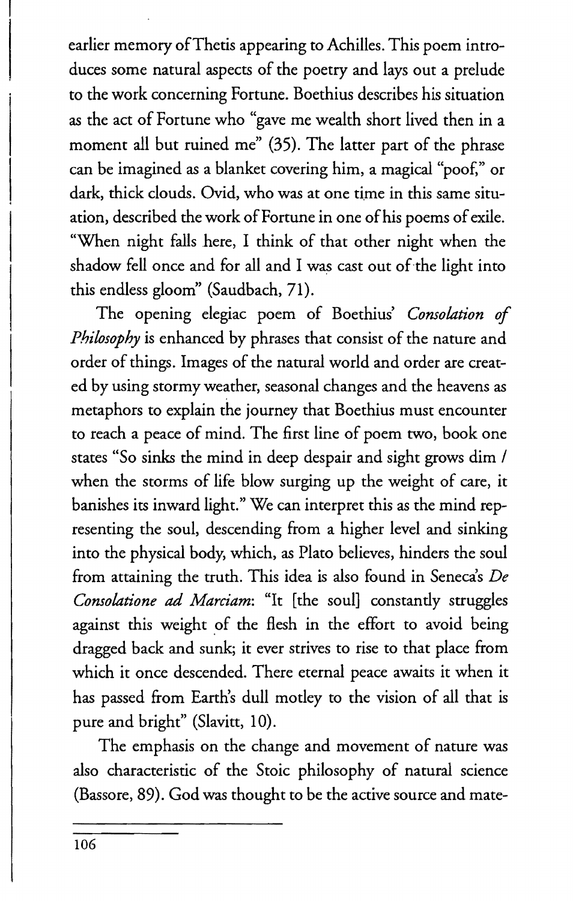earlier memory of Thetis appearing to Achilles. This poem introduces some natural aspects of the poetry and lays out a prelude to the work concerning Fortune. Boethius describes his situation as the act of Fortune who "gave me wealth short lived then in a moment all but ruined me" (35). The latter part of the phrase can be imagined as a blanket covering him, a magical "poof," or dark, thick clouds. Ovid, who was at one time in this same situation, described the work of Fortune in one of his poems of exile. "When night falls here, I think of that other night when the shadow fell once and for all and I was cast out of the light into this endless gloom" (Saudbach, 71).

The opening elegiac poem of Boethius' *Consolation of Philosophy* is enhanced by phrases that consist of the nature and order of things. Images of the natural world and order are created by using stormy weather, seasonal changes and the heavens as metaphors to explain the journey that Boethius must encounter to reach a peace of mind. The first line of poem two, book one states "So sinks the mind in deep despair and sight grows dim / when the storms of life blow surging up the weight of care, it banishes its inward light." We can interpret this as the mind representing the soul, descending from a higher level and sinking into the physical body, which, as Plato believes, hinders the soul from attaining the truth. This idea is also found in Seneca's *De Consolatione ad Marciam*: "It [the soul] constantly struggles against this weight of the flesh in the effort to avoid being dragged back and sunk; it ever strives to rise to that place from which it once descended. There eternal peace awaits it when it has passed from Earth's dull motley to the vision of all that is pure and bright" (Slavitt, 10).

The emphasis on the change and movement of nature was also characteristic of the Stoic philosophy of natural science (Bassore, 89). God was thought to be the active source and mate-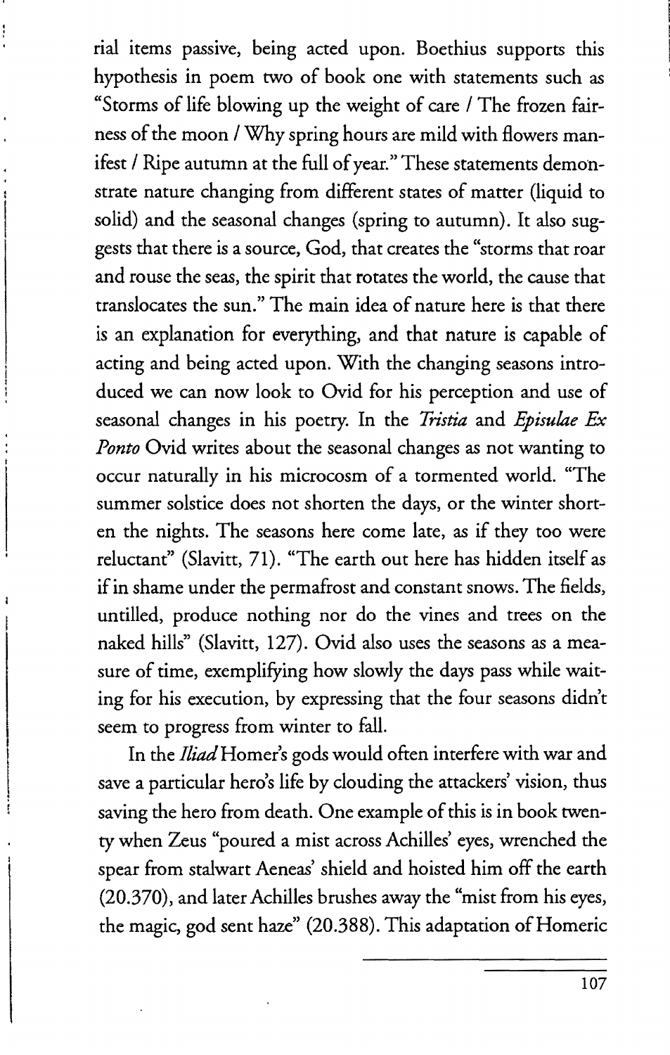rial items passive, being acted upon. Boethius supports this hypothesis in poem two of book one with statements such as "Storms of life blowing up the weight of care / The frozen fairness of the moon / Why spring hours are mild with flowers manifest / Ripe autumn at the full of year." These statements demonstrate nature changing from different states of matter (liquid to solid) and the seasonal changes (spring to autumn). It also suggests that there is a source, God, that creates the "storms that roar and rouse the seas, the spirit that rotates the world, the cause that translocates the sun." The main idea of nature here is that there is an explanation for everything, and that nature is capable of acting and being acted upon. With the changing seasons introduced we can now look to Ovid for his perception and use of seasonal changes in his poetry. In the *Tristia* and *Episulae Ex Ponto* Ovid writes about the seasonal changes as not wanting to occur naturally in his microcosm of a tormented world. "The summer solstice does not shorten the days, or the winter shorten the nights. The seasons here come late, as if they too were reluctant" (Slavitt, 71). "The earth out here has hidden itself as if in shame under the permafrost and constant snows. The fields, untilled, produce nothing nor do the vines and trees on the naked hills" (Slavitt, 127). Ovid also uses the seasons as a measure of time, exemplifying how slowly the days pass while waiting for his execution, by expressing that the four seasons didn't seem to progress from winter to fall.

In the *Iliad* Homer's gods would often interfere with war and save a particular hero's life by clouding the attackers' vision, thus saving the hero from death. One example of this is in book twenty when Zeus "poured a mist across Achilles' eyes, wrenched the spear from stalwart Aeneas' shield and hoisted him off the earth (20.370), and later Achilles brushes away the "mist from his eyes, the magic, god sent haze" (20.388). This adaptation of Homeric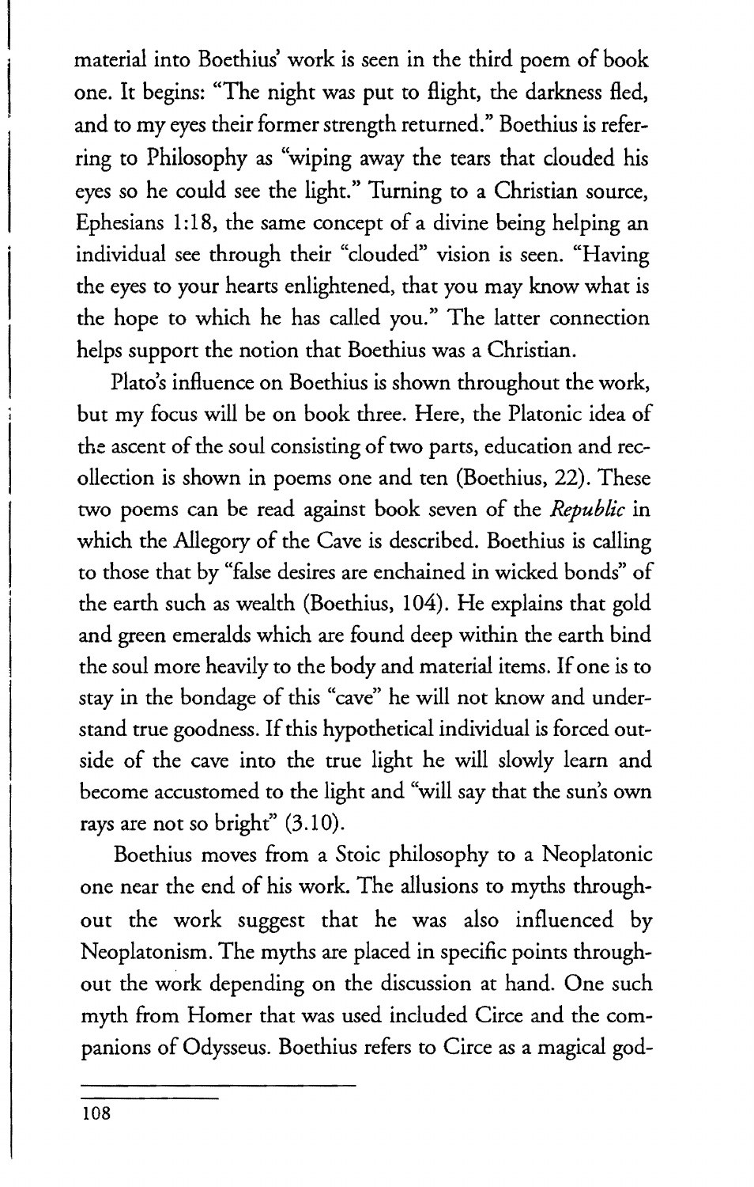material into Boethius' work is seen in the third poem of book one. It begins: "The night was put to flight, the darkness fled, and to my eyes their former strength returned." Boethius is referring to Philosophy as "wiping away the tears that clouded his eyes so he could see the light." Turning to a Christian source, Ephesians 1:18, the same concept of a divine being helping an individual see through their "clouded" vision is seen. "Having the eyes to your hearts enlightened, that you may know what is the hope to which he has called you." The latter connection helps support the notion that Boethius was a Christian.

Plato's influence on Boethius is shown throughout the work, but my focus will be on book three. Here, the Platonic idea of the ascent of the soul consisting of two parts, education and recollection is shown in poems one and ten (Boethius, 22). These two poems can be read against book seven of the *Republic* in which the Allegory of the Cave is described. Boethius is calling to those that by "false desires are enchained in wicked bonds" of the earth such as wealth (Boethius, 104). He explains that gold and green emeralds which are found deep within the earth bind the soul more heavily to the body and material items. If one is to stay in the bondage of this "cave" he will not know and understand true goodness. If this hypothetical individual is forced outside of the cave into the true light he will slowly learn and become accustomed to the light and "will say that the sun's own rays are not so bright" (3.10).

Boethius moves from a Stoic philosophy to a Neoplatonic one near the end of his work. The allusions to myths throughout the work suggest that he was also influenced by Neoplatonism. The myths are placed in specific points throughout the work depending on the discussion at hand. One such myth from Homer that was used included Circe and the companions of Odysseus. Boethius refers to Circe as a magical god-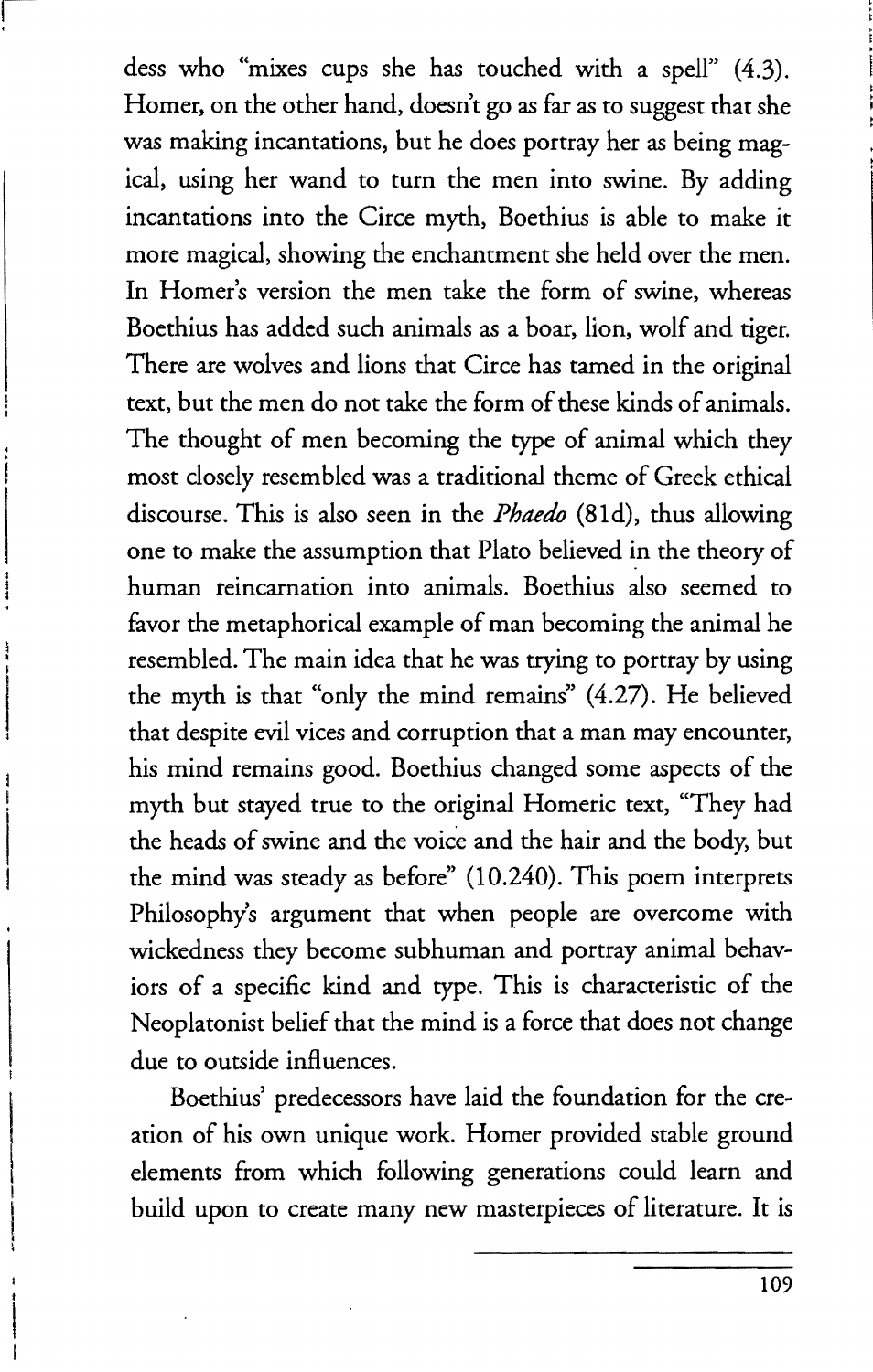dess who "mixes cups she has touched with a spell" (4.3). Homer, on the other hand, doesn't go as far as to suggest that she was making incantations, but he does portray her as being magical, using her wand to turn the men into swine. By adding incantations into the Circe myth, Boethius is able to make it more magical, showing the enchantment she held over the men. In Homer's version the men take the form of swine, whereas Boethius has added such animals as a boar, lion, wolf and tiger. There are wolves and lions that Circe has tamed in the original text, but the men do not take the form of these kinds of animals. The thought of men becoming the type of animal which they most closely resembled was a traditional theme of Greek ethical discourse. This is also seen in the *Phaedo* (81d), thus allowing one to make the assumption that Plato believed in the theory of human reincarnation into animals. Boethius also seemed to favor the metaphorical example of man becoming the animal he resembled. The main idea that he was trying to portray by using the myth is that "only the mind remains" (4.27). He believed that despite evil vices and corruption that a man may encounter, his mind remains good. Boethius changed some aspects of the myth but stayed true to the original Homeric text, "They had the heads of swine and the voice and the hair and the body, but the mind was steady as before" (10.240). This poem interprets Philosophy's argument that when people are overcome with wickedness they become subhuman and portray animal behaviors of a specific kind and type. This is characteristic of the Neoplatonist belief that the mind is a force that does not change due to outside influences.

Boethius' predecessors have laid the foundation for the creation of his own unique work. Homer provided stable ground elements from which following generations could learn and build upon to create many new masterpieces of literature. It is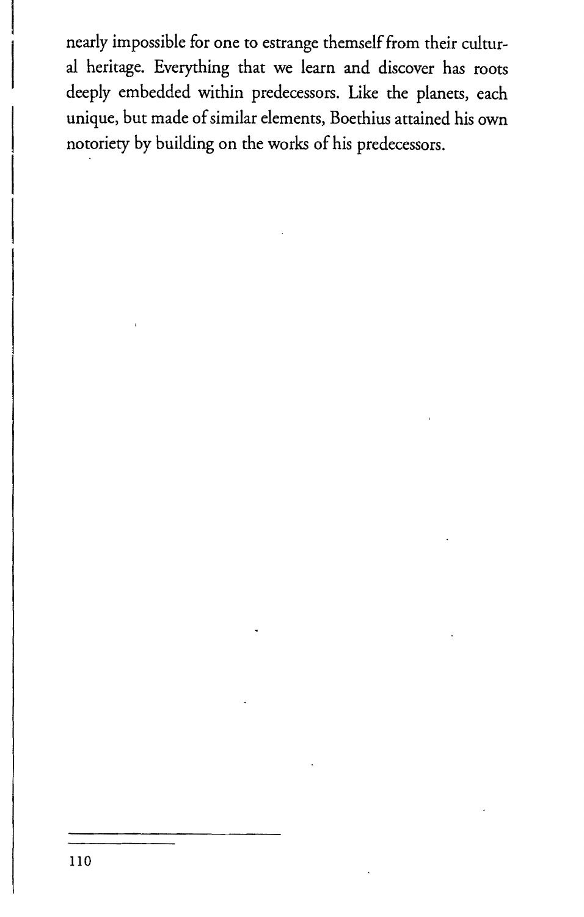nearly impossible for one to estrange themself from their cultural heritage. Everything that we learn and discover has roots deeply embedded within predecessors. Like the planets, each unique, but made of similar elements, Boethius attained his own notoriety by building on the works of his predecessors.